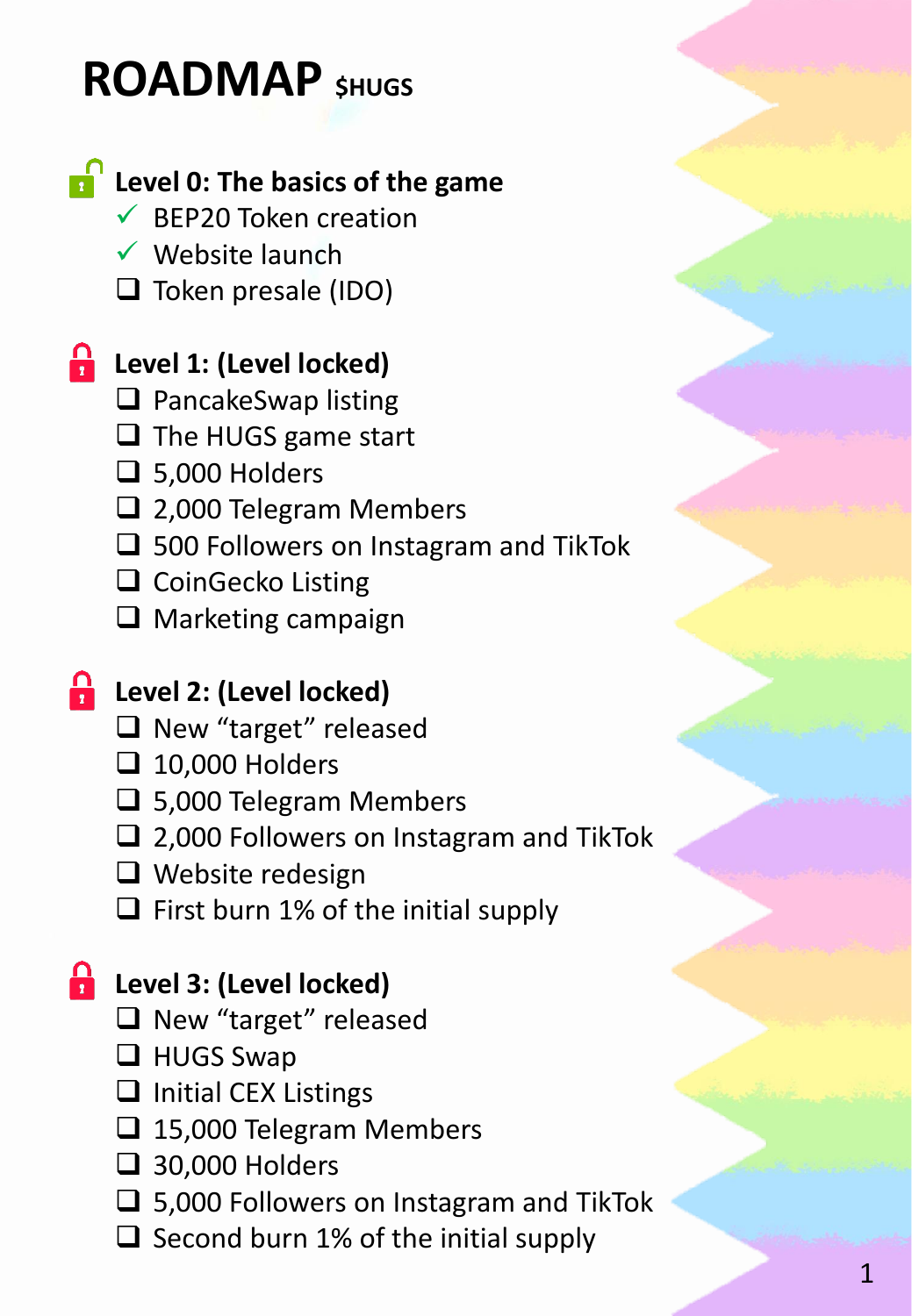# ROADMAP $HUGS

## Level 0: The basics of the game

- ✓ BEP20 Token creation
- ✓ Website launch
- ❑ Token presale (IDO)

## Level 1: (Level locked)

- ❑ PancakeSwap listing
- ❑ The HUGS game start
- ❑ 5,000 Holders
- ❑ 2,000 Telegram Members
- ❑ 500 Followers on Instagram and TikTok
- ❑ CoinGecko Listing
- ❑ Marketing campaign

## Level 2: (Level locked)

- ❑ New “target” released
- ❑ 10,000 Holders
- ❑ 5,000 Telegram Members
- ❑ 2,000 Followers on Instagram and TikTok
- ❑ Website redesign
- ❑ First burn 1% of the initial supply

## Level 3: (Level locked)

- ❑ New “target” released
- ❑ HUGS Swap
- ❑ Initial CEX Listings
- ❑ 15,000 Telegram Members
- ❑ 30,000 Holders
- ❑ 5,000 Followers on Instagram and TikTok
- ❑ Second burn 1% of the initial supply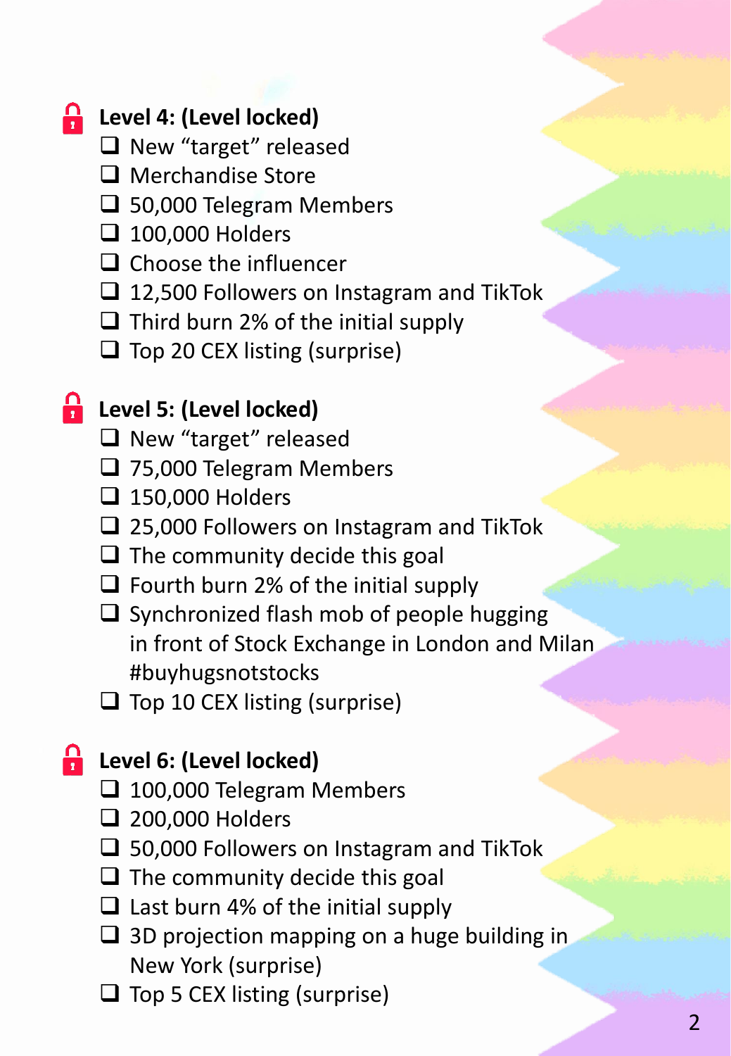### Level 4: (Level locked)

- [ ] New “target” released
- [ ] Merchandise Store
- [ ] 50,000 Telegram Members
- [ ] 100,000 Holders
- [ ] Choose the influencer
- [ ] 12,500 Followers on Instagram and TikTok
- [ ] Third burn 2% of the initial supply
- [ ] Top 20 CEX listing (surprise)

### Level 5: (Level locked)

- [ ] New “target” released
- [ ] 75,000 Telegram Members
- [ ] 150,000 Holders
- [ ] 25,000 Followers on Instagram and TikTok
- [ ] The community decide this goal
- [ ] Fourth burn 2% of the initial supply
- [ ] Synchronized flash mob of people hugging in front of Stock Exchange in London and Milan #buyhugsnotstocks
- [ ] Top 10 CEX listing (surprise)

### Level 6: (Level locked)

- [ ] 100,000 Telegram Members
- [ ] 200,000 Holders
- [ ] 50,000 Followers on Instagram and TikTok
- [ ] The community decide this goal
- [ ] Last burn 4% of the initial supply
- [ ] 3D projection mapping on a huge building in New York (surprise)
- [ ] Top 5 CEX listing (surprise)